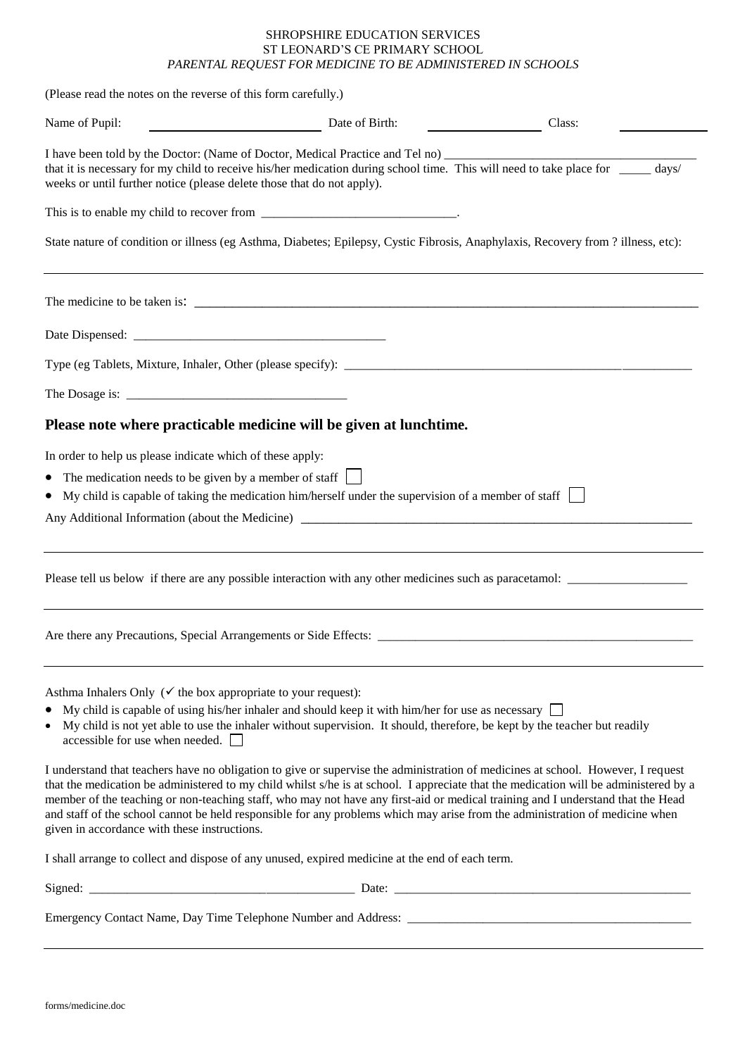SHROPSHIRE EDUCATION SERVICES
ST LEONARD'S CE PRIMARY SCHOOL
*PARENTAL REQUEST FOR MEDICINE TO BE ADMINISTERED IN SCHOOLS*

(Please read the notes on the reverse of this form carefully.)

Name of Pupil: ____________________ Date of Birth: ______________ Class: __________

I have been told by the Doctor: (Name of Doctor, Medical Practice and Tel no) ________________________________
that it is necessary for my child to receive his/her medication during school time. This will need to take place for _____ days/ weeks or until further notice (please delete those that do not apply).

This is to enable my child to recover from ______________________________.

State nature of condition or illness (eg Asthma, Diabetes; Epilepsy, Cystic Fibrosis, Anaphylaxis, Recovery from ? illness, etc):

______________________________________________________________________________

The medicine to be taken is: ____________________________________________________________

Date Dispensed: ________________________________________

Type (eg Tablets, Mixture, Inhaler, Other (please specify): ______________________________________________

The Dosage is: __________________________________

**Please note where practicable medicine will be given at lunchtime.**

In order to help us please indicate which of these apply:

- The medication needs to be given by a member of staff ☐
- My child is capable of taking the medication him/herself under the supervision of a member of staff ☐

Any Additional Information (about the Medicine) ______________________________________________

______________________________________________________________________________

Please tell us below if there are any possible interaction with any other medicines such as paracetamol: ___________________

______________________________________________________________________________

Are there any Precautions, Special Arrangements or Side Effects: ____________________________________________

______________________________________________________________________________

Asthma Inhalers Only (✓ the box appropriate to your request):

- My child is capable of using his/her inhaler and should keep it with him/her for use as necessary ☐
- My child is not yet able to use the inhaler without supervision. It should, therefore, be kept by the teacher but readily accessible for use when needed. ☐

I understand that teachers have no obligation to give or supervise the administration of medicines at school. However, I request that the medication be administered to my child whilst s/he is at school. I appreciate that the medication will be administered by a member of the teaching or non-teaching staff, who may not have any first-aid or medical training and I understand that the Head and staff of the school cannot be held responsible for any problems which may arise from the administration of medicine when given in accordance with these instructions.

I shall arrange to collect and dispose of any unused, expired medicine at the end of each term.

Signed: __________________________________________ Date: ______________________________________________

Emergency Contact Name, Day Time Telephone Number and Address: ______________________________________________

______________________________________________________________________________

forms/medicine.doc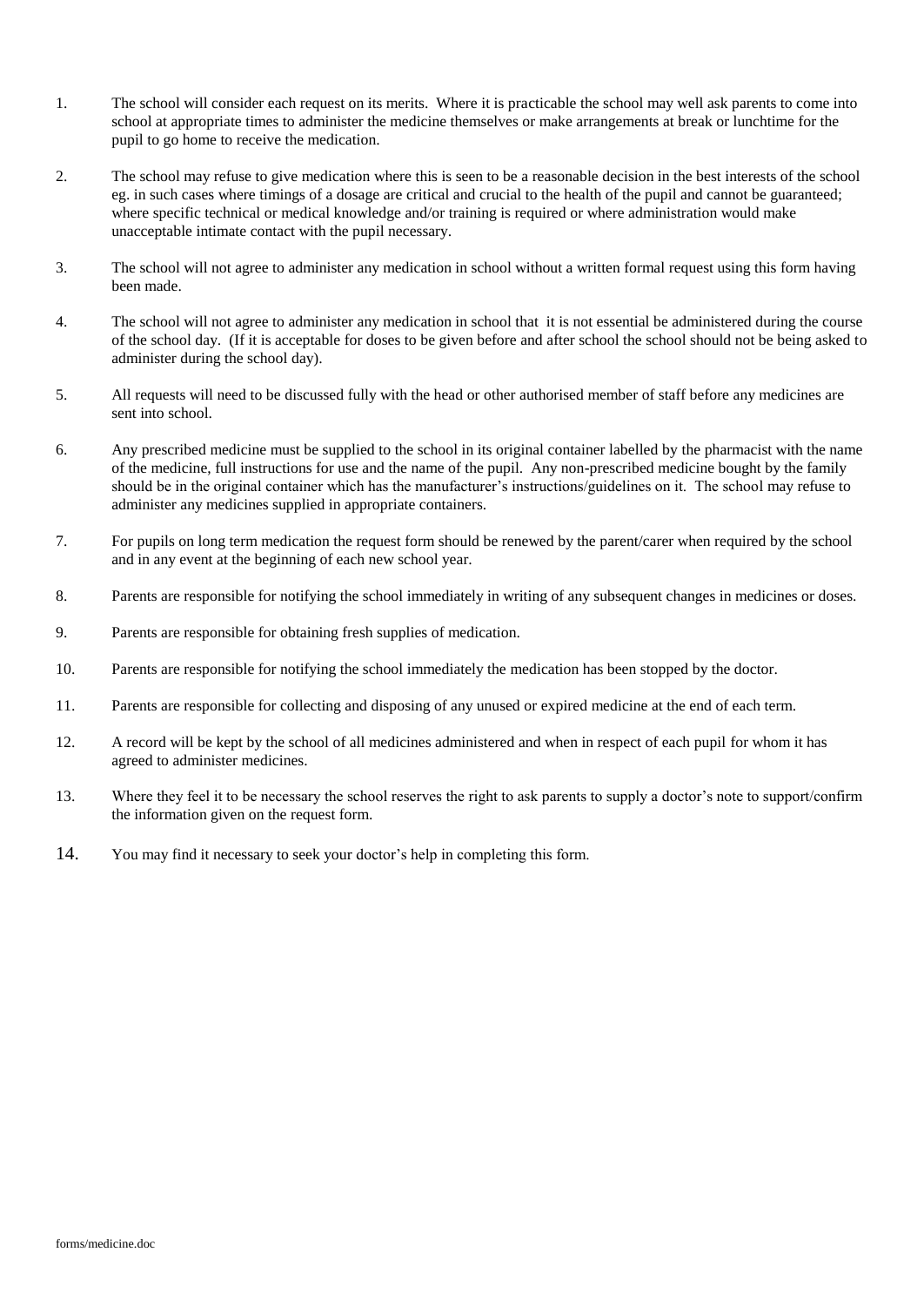1. The school will consider each request on its merits. Where it is practicable the school may well ask parents to come into school at appropriate times to administer the medicine themselves or make arrangements at break or lunchtime for the pupil to go home to receive the medication.

2. The school may refuse to give medication where this is seen to be a reasonable decision in the best interests of the school eg. in such cases where timings of a dosage are critical and crucial to the health of the pupil and cannot be guaranteed; where specific technical or medical knowledge and/or training is required or where administration would make unacceptable intimate contact with the pupil necessary.

3. The school will not agree to administer any medication in school without a written formal request using this form having been made.

4. The school will not agree to administer any medication in school that it is not essential be administered during the course of the school day. (If it is acceptable for doses to be given before and after school the school should not be being asked to administer during the school day).

5. All requests will need to be discussed fully with the head or other authorised member of staff before any medicines are sent into school.

6. Any prescribed medicine must be supplied to the school in its original container labelled by the pharmacist with the name of the medicine, full instructions for use and the name of the pupil. Any non-prescribed medicine bought by the family should be in the original container which has the manufacturer's instructions/guidelines on it. The school may refuse to administer any medicines supplied in appropriate containers.

7. For pupils on long term medication the request form should be renewed by the parent/carer when required by the school and in any event at the beginning of each new school year.

8. Parents are responsible for notifying the school immediately in writing of any subsequent changes in medicines or doses.

9. Parents are responsible for obtaining fresh supplies of medication.

10. Parents are responsible for notifying the school immediately the medication has been stopped by the doctor.

11. Parents are responsible for collecting and disposing of any unused or expired medicine at the end of each term.

12. A record will be kept by the school of all medicines administered and when in respect of each pupil for whom it has agreed to administer medicines.

13. Where they feel it to be necessary the school reserves the right to ask parents to supply a doctor's note to support/confirm the information given on the request form.

14. You may find it necessary to seek your doctor's help in completing this form.

forms/medicine.doc